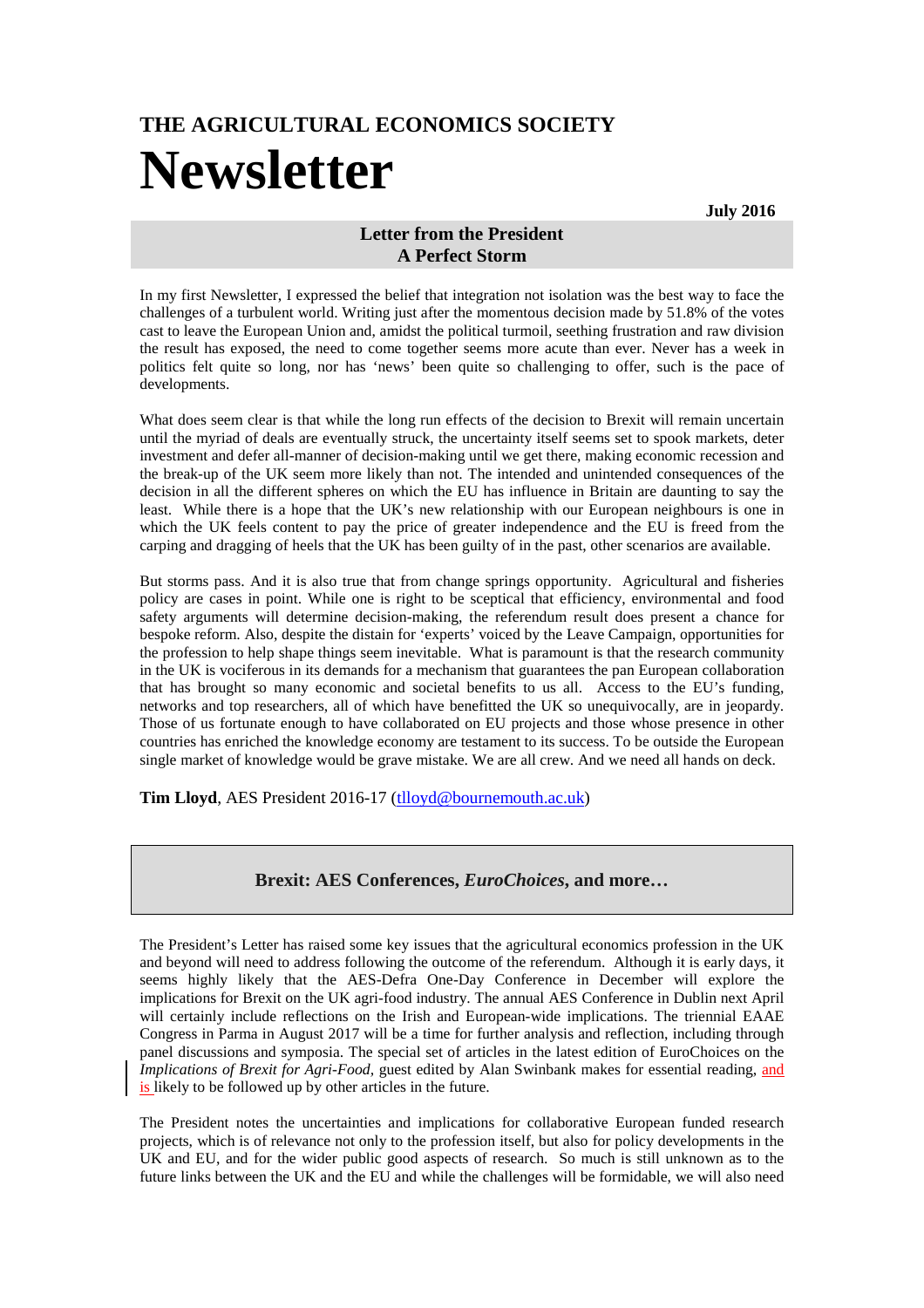# THE AGRICULTURAL ECONOMICS SOCIETY

# Newsletter

**July 2016**

## Letter from the President
## A Perfect Storm

In my first Newsletter, I expressed the belief that integration not isolation was the best way to face the challenges of a turbulent world. Writing just after the momentous decision made by 51.8% of the votes cast to leave the European Union and, amidst the political turmoil, seething frustration and raw division the result has exposed, the need to come together seems more acute than ever. Never has a week in politics felt quite so long, nor has 'news' been quite so challenging to offer, such is the pace of developments.

What does seem clear is that while the long run effects of the decision to Brexit will remain uncertain until the myriad of deals are eventually struck, the uncertainty itself seems set to spook markets, deter investment and defer all-manner of decision-making until we get there, making economic recession and the break-up of the UK seem more likely than not. The intended and unintended consequences of the decision in all the different spheres on which the EU has influence in Britain are daunting to say the least. While there is a hope that the UK's new relationship with our European neighbours is one in which the UK feels content to pay the price of greater independence and the EU is freed from the carping and dragging of heels that the UK has been guilty of in the past, other scenarios are available.

But storms pass. And it is also true that from change springs opportunity. Agricultural and fisheries policy are cases in point. While one is right to be sceptical that efficiency, environmental and food safety arguments will determine decision-making, the referendum result does present a chance for bespoke reform. Also, despite the distain for 'experts' voiced by the Leave Campaign, opportunities for the profession to help shape things seem inevitable. What is paramount is that the research community in the UK is vociferous in its demands for a mechanism that guarantees the pan European collaboration that has brought so many economic and societal benefits to us all. Access to the EU's funding, networks and top researchers, all of which have benefitted the UK so unequivocally, are in jeopardy. Those of us fortunate enough to have collaborated on EU projects and those whose presence in other countries has enriched the knowledge economy are testament to its success. To be outside the European single market of knowledge would be grave mistake. We are all crew. And we need all hands on deck.

**Tim Lloyd**, AES President 2016-17 (tlloyd@bournemouth.ac.uk)

## Brexit: AES Conferences, *EuroChoices*, and more…

The President's Letter has raised some key issues that the agricultural economics profession in the UK and beyond will need to address following the outcome of the referendum. Although it is early days, it seems highly likely that the AES-Defra One-Day Conference in December will explore the implications for Brexit on the UK agri-food industry. The annual AES Conference in Dublin next April will certainly include reflections on the Irish and European-wide implications. The triennial EAAE Congress in Parma in August 2017 will be a time for further analysis and reflection, including through panel discussions and symposia. The special set of articles in the latest edition of EuroChoices on the *Implications of Brexit for Agri-Food*, guest edited by Alan Swinbank makes for essential reading, and is likely to be followed up by other articles in the future.

The President notes the uncertainties and implications for collaborative European funded research projects, which is of relevance not only to the profession itself, but also for policy developments in the UK and EU, and for the wider public good aspects of research. So much is still unknown as to the future links between the UK and the EU and while the challenges will be formidable, we will also need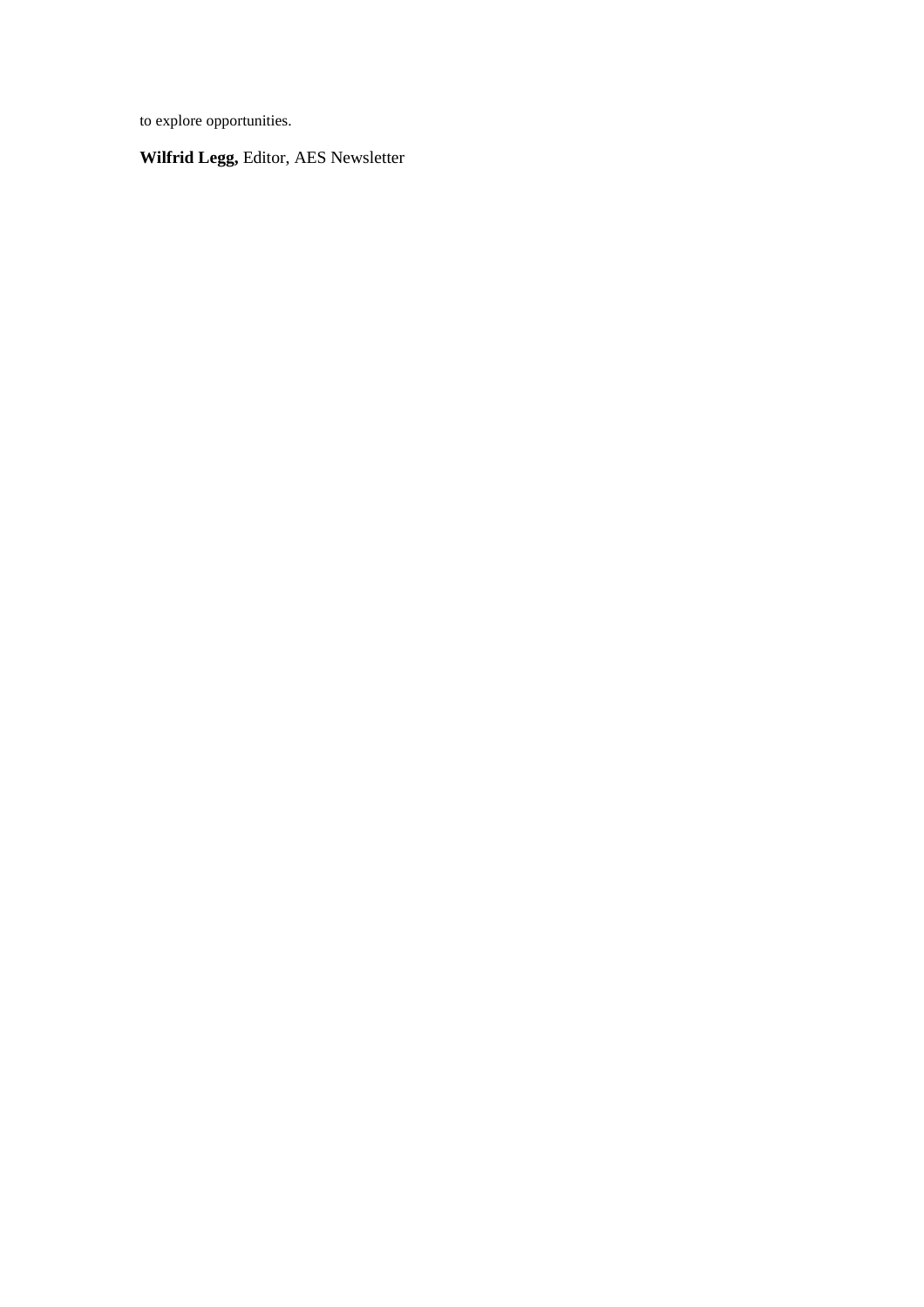to explore opportunities.

**Wilfrid Legg,** Editor, AES Newsletter